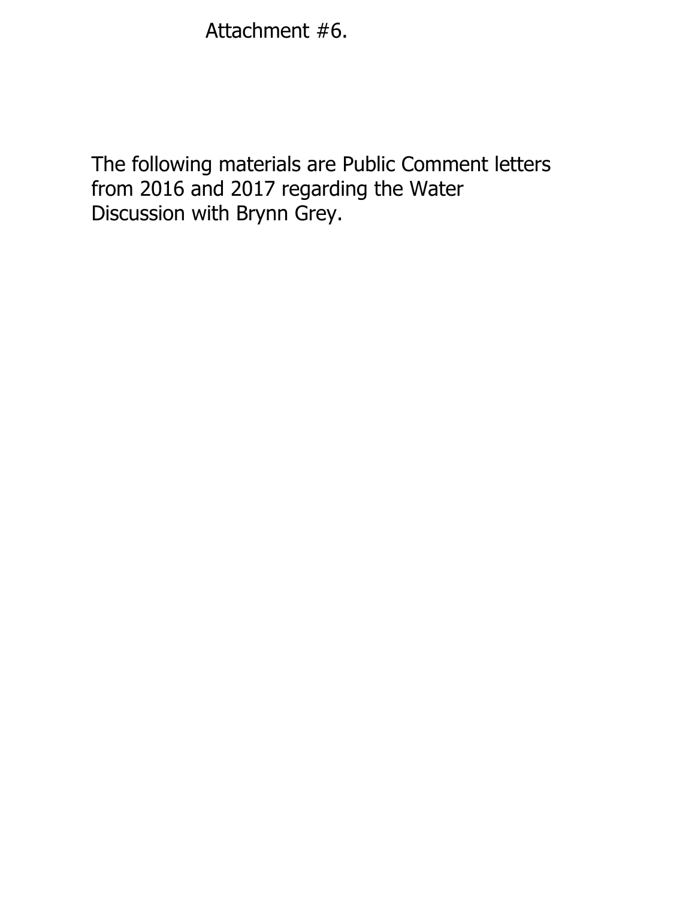Attachment #6.

The following materials are Public Comment letters from 2016 and 2017 regarding the Water Discussion with Brynn Grey.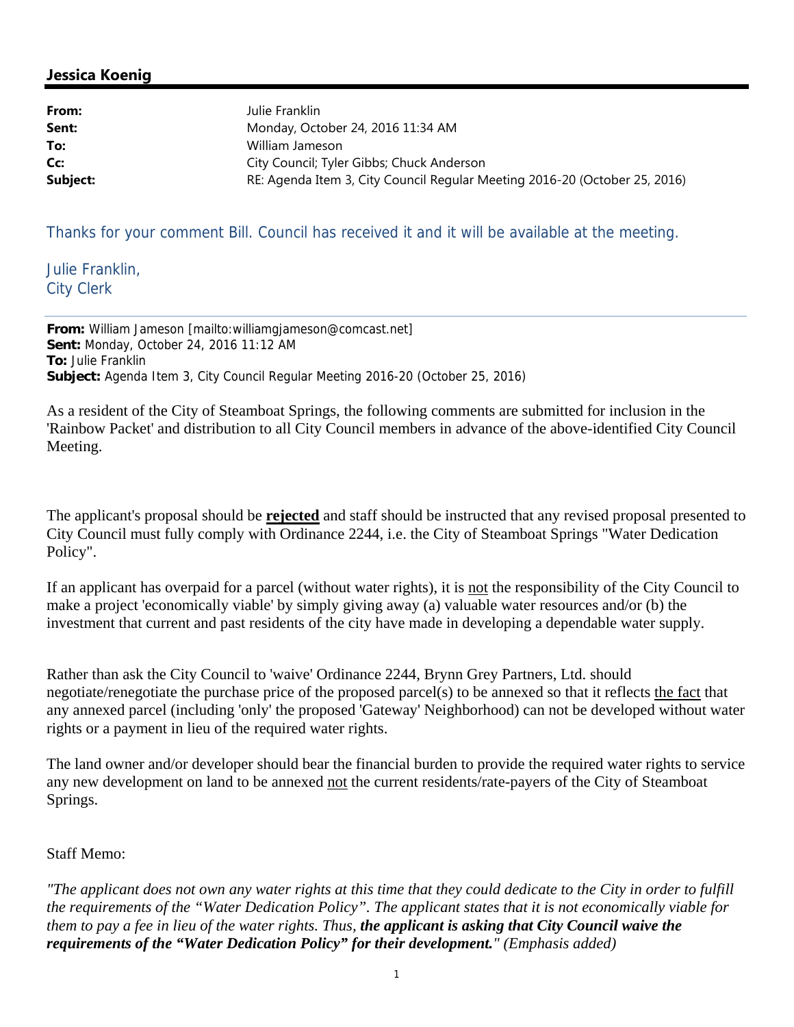**Jessica Koenig**

---

| | |
|---|---|
| **From:** | Julie Franklin |
| **Sent:** | Monday, October 24, 2016 11:34 AM |
| **To:** | William Jameson |
| **Cc:** | City Council; Tyler Gibbs; Chuck Anderson |
| **Subject:** | RE: Agenda Item 3, City Council Regular Meeting 2016-20 (October 25, 2016) |

Thanks for your comment Bill. Council has received it and it will be available at the meeting.

Julie Franklin,
City Clerk

---

**From:** William Jameson [mailto:williamgjameson@comcast.net]
**Sent:** Monday, October 24, 2016 11:12 AM
**To:** Julie Franklin
**Subject:** Agenda Item 3, City Council Regular Meeting 2016-20 (October 25, 2016)

As a resident of the City of Steamboat Springs, the following comments are submitted for inclusion in the 'Rainbow Packet' and distribution to all City Council members in advance of the above-identified City Council Meeting.

The applicant's proposal should be **rejected** and staff should be instructed that any revised proposal presented to City Council must fully comply with Ordinance 2244, i.e. the City of Steamboat Springs "Water Dedication Policy".

If an applicant has overpaid for a parcel (without water rights), it is not the responsibility of the City Council to make a project 'economically viable' by simply giving away (a) valuable water resources and/or (b) the investment that current and past residents of the city have made in developing a dependable water supply.

Rather than ask the City Council to 'waive' Ordinance 2244, Brynn Grey Partners, Ltd. should negotiate/renegotiate the purchase price of the proposed parcel(s) to be annexed so that it reflects the fact that any annexed parcel (including 'only' the proposed 'Gateway' Neighborhood) can not be developed without water rights or a payment in lieu of the required water rights.

The land owner and/or developer should bear the financial burden to provide the required water rights to service any new development on land to be annexed not the current residents/rate-payers of the City of Steamboat Springs.

Staff Memo:

*"The applicant does not own any water rights at this time that they could dedicate to the City in order to fulfill the requirements of the "Water Dedication Policy". The applicant states that it is not economically viable for them to pay a fee in lieu of the water rights. Thus,* ***the applicant is asking that City Council waive the requirements of the "Water Dedication Policy" for their development.****" (Emphasis added)*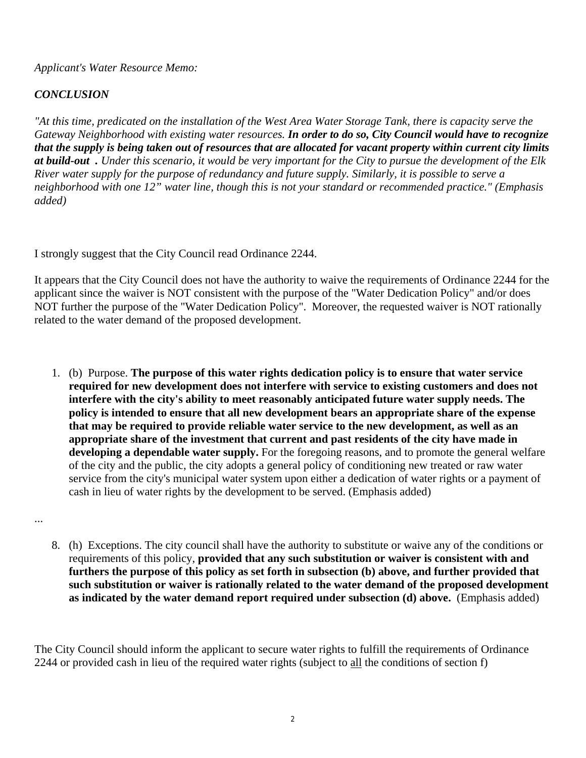*Applicant's Water Resource Memo:*

***CONCLUSION***

*"At this time, predicated on the installation of the West Area Water Storage Tank, there is capacity serve the Gateway Neighborhood with existing water resources.* ***In order to do so, City Council would have to recognize that the supply is being taken out of resources that are allocated for vacant property within current city limits at build-out .*** *Under this scenario, it would be very important for the City to pursue the development of the Elk River water supply for the purpose of redundancy and future supply. Similarly, it is possible to serve a neighborhood with one 12" water line, though this is not your standard or recommended practice." (Emphasis added)*

I strongly suggest that the City Council read Ordinance 2244.

It appears that the City Council does not have the authority to waive the requirements of Ordinance 2244 for the applicant since the waiver is NOT consistent with the purpose of the "Water Dedication Policy" and/or does NOT further the purpose of the "Water Dedication Policy". Moreover, the requested waiver is NOT rationally related to the water demand of the proposed development.

1. (b) Purpose. **The purpose of this water rights dedication policy is to ensure that water service required for new development does not interfere with service to existing customers and does not interfere with the city's ability to meet reasonably anticipated future water supply needs. The policy is intended to ensure that all new development bears an appropriate share of the expense that may be required to provide reliable water service to the new development, as well as an appropriate share of the investment that current and past residents of the city have made in developing a dependable water supply.** For the foregoing reasons, and to promote the general welfare of the city and the public, the city adopts a general policy of conditioning new treated or raw water service from the city's municipal water system upon either a dedication of water rights or a payment of cash in lieu of water rights by the development to be served. (Emphasis added)

...

8. (h) Exceptions. The city council shall have the authority to substitute or waive any of the conditions or requirements of this policy, **provided that any such substitution or waiver is consistent with and furthers the purpose of this policy as set forth in subsection (b) above, and further provided that such substitution or waiver is rationally related to the water demand of the proposed development as indicated by the water demand report required under subsection (d) above.** (Emphasis added)

The City Council should inform the applicant to secure water rights to fulfill the requirements of Ordinance 2244 or provided cash in lieu of the required water rights (subject to <u>all</u> the conditions of section f)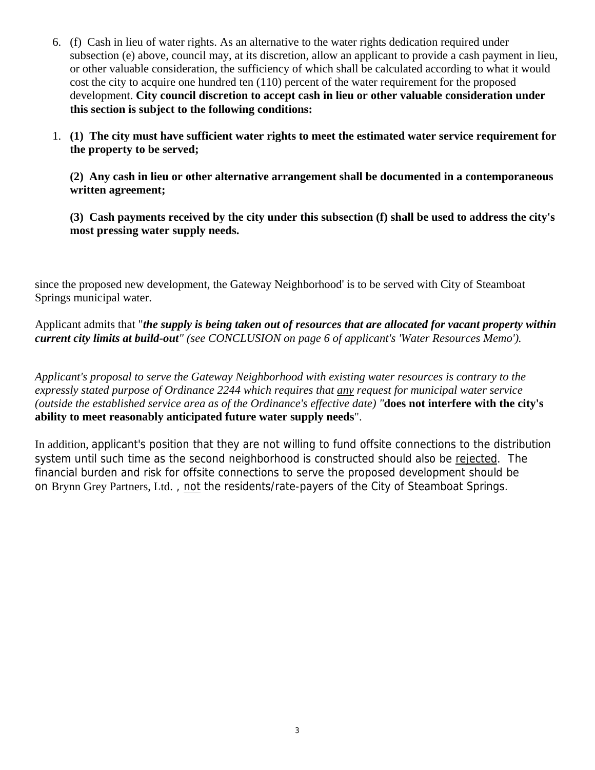6. (f) Cash in lieu of water rights. As an alternative to the water rights dedication required under subsection (e) above, council may, at its discretion, allow an applicant to provide a cash payment in lieu, or other valuable consideration, the sufficiency of which shall be calculated according to what it would cost the city to acquire one hundred ten (110) percent of the water requirement for the proposed development. **City council discretion to accept cash in lieu or other valuable consideration under this section is subject to the following conditions:**

1. **(1) The city must have sufficient water rights to meet the estimated water service requirement for the property to be served;**

   **(2) Any cash in lieu or other alternative arrangement shall be documented in a contemporaneous written agreement;**

   **(3) Cash payments received by the city under this subsection (f) shall be used to address the city's most pressing water supply needs.**

since the proposed new development, the Gateway Neighborhood' is to be served with City of Steamboat Springs municipal water.

Applicant admits that "***the supply is being taken out of resources that are allocated for vacant property within current city limits at build-out***" *(see CONCLUSION on page 6 of applicant's 'Water Resources Memo').*

*Applicant's proposal to serve the Gateway Neighborhood with existing water resources is contrary to the expressly stated purpose of Ordinance 2244 which requires that <u>any</u> request for municipal water service (outside the established service area as of the Ordinance's effective date) "***does not interfere with the city's ability to meet reasonably anticipated future water supply needs**".

In addition, applicant's position that they are not willing to fund offsite connections to the distribution system until such time as the second neighborhood is constructed should also be <u>rejected</u>. The financial burden and risk for offsite connections to serve the proposed development should be on Brynn Grey Partners, Ltd. , <u>not</u> the residents/rate-payers of the City of Steamboat Springs.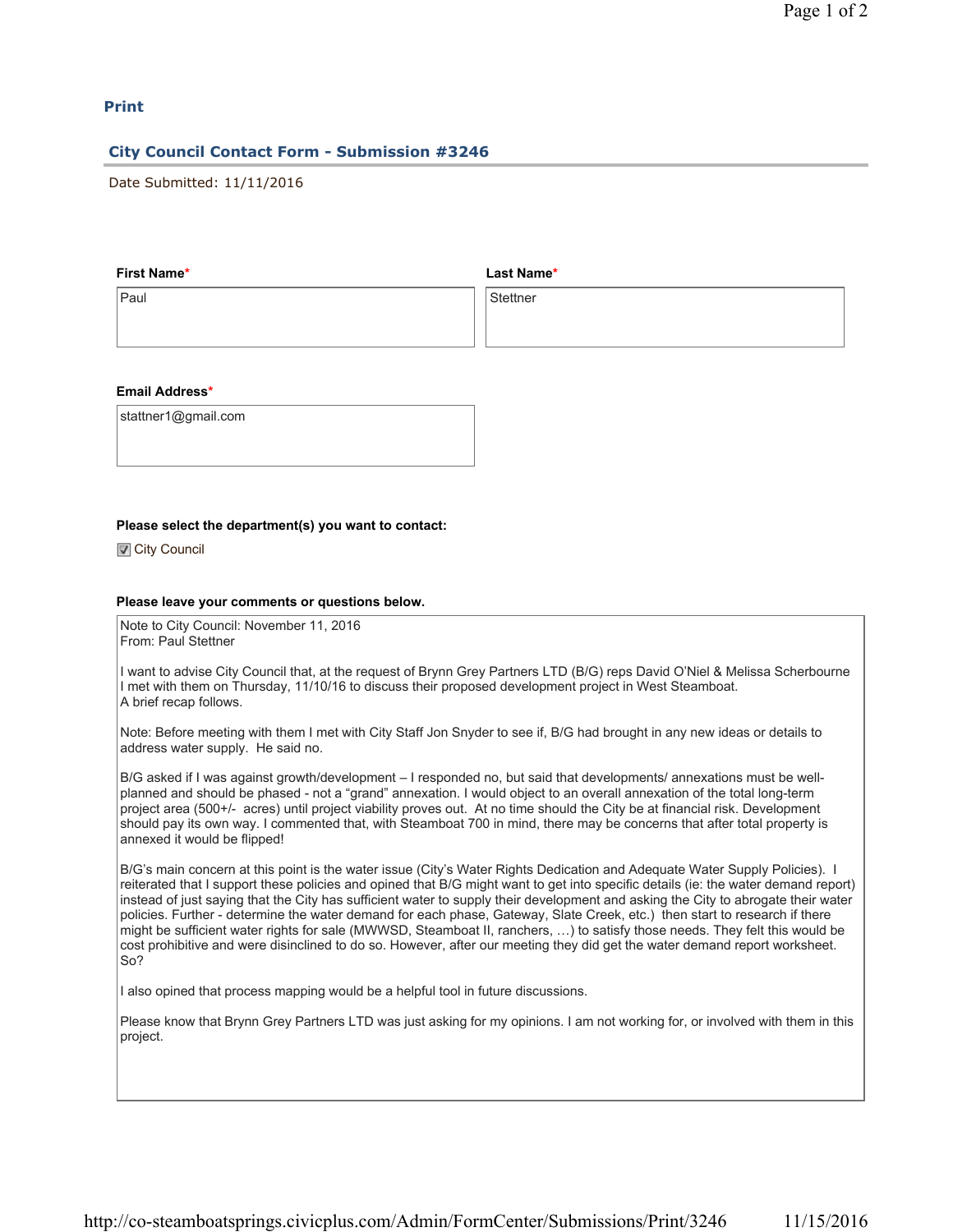**Print**

## City Council Contact Form - Submission #3246

Date Submitted: 11/11/2016

**First Name***

Paul

**Last Name***

Stettner

**Email Address***

stattner1@gmail.com

**Please select the department(s) you want to contact:**

☑ City Council

**Please leave your comments or questions below.**

Note to City Council: November 11, 2016
From: Paul Stettner

I want to advise City Council that, at the request of Brynn Grey Partners LTD (B/G) reps David O'Niel & Melissa Scherbourne I met with them on Thursday, 11/10/16 to discuss their proposed development project in West Steamboat.
A brief recap follows.

Note: Before meeting with them I met with City Staff Jon Snyder to see if, B/G had brought in any new ideas or details to address water supply. He said no.

B/G asked if I was against growth/development – I responded no, but said that developments/ annexations must be well-planned and should be phased - not a "grand" annexation. I would object to an overall annexation of the total long-term project area (500+/- acres) until project viability proves out. At no time should the City be at financial risk. Development should pay its own way. I commented that, with Steamboat 700 in mind, there may be concerns that after total property is annexed it would be flipped!

B/G's main concern at this point is the water issue (City's Water Rights Dedication and Adequate Water Supply Policies). I reiterated that I support these policies and opined that B/G might want to get into specific details (ie: the water demand report) instead of just saying that the City has sufficient water to supply their development and asking the City to abrogate their water policies. Further - determine the water demand for each phase, Gateway, Slate Creek, etc.) then start to research if there might be sufficient water rights for sale (MWWSD, Steamboat II, ranchers, …) to satisfy those needs. They felt this would be cost prohibitive and were disinclined to do so. However, after our meeting they did get the water demand report worksheet. So?

I also opined that process mapping would be a helpful tool in future discussions.

Please know that Brynn Grey Partners LTD was just asking for my opinions. I am not working for, or involved with them in this project.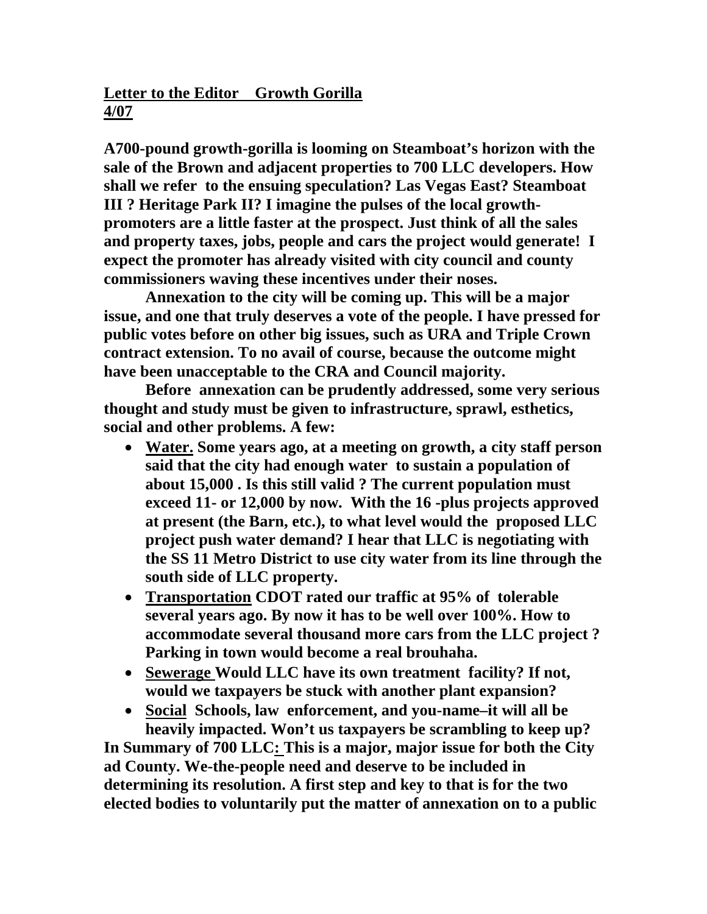**<u>Letter to the Editor Growth Gorilla</u>**
**<u>4/07</u>**

**A700-pound growth-gorilla is looming on Steamboat's horizon with the sale of the Brown and adjacent properties to 700 LLC developers. How shall we refer to the ensuing speculation? Las Vegas East? Steamboat III ? Heritage Park II? I imagine the pulses of the local growth-promoters are a little faster at the prospect. Just think of all the sales and property taxes, jobs, people and cars the project would generate! I expect the promoter has already visited with city council and county commissioners waving these incentives under their noses.**

**Annexation to the city will be coming up. This will be a major issue, and one that truly deserves a vote of the people. I have pressed for public votes before on other big issues, such as URA and Triple Crown contract extension. To no avail of course, because the outcome might have been unacceptable to the CRA and Council majority.**

**Before annexation can be prudently addressed, some very serious thought and study must be given to infrastructure, sprawl, esthetics, social and other problems. A few:**

- **<u>Water.</u> Some years ago, at a meeting on growth, a city staff person said that the city had enough water to sustain a population of about 15,000 . Is this still valid ? The current population must exceed 11- or 12,000 by now. With the 16 -plus projects approved at present (the Barn, etc.), to what level would the proposed LLC project push water demand? I hear that LLC is negotiating with the SS 11 Metro District to use city water from its line through the south side of LLC property.**
- **<u>Transportation</u> CDOT rated our traffic at 95% of tolerable several years ago. By now it has to be well over 100%. How to accommodate several thousand more cars from the LLC project ? Parking in town would become a real brouhaha.**
- **<u>Sewerage</u> Would LLC have its own treatment facility? If not, would we taxpayers be stuck with another plant expansion?**
- **<u>Social</u> Schools, law enforcement, and you-name–it will all be heavily impacted. Won't us taxpayers be scrambling to keep up?**

**In Summary of 700 LLC<u>:</u> This is a major, major issue for both the City ad County. We-the-people need and deserve to be included in determining its resolution. A first step and key to that is for the two elected bodies to voluntarily put the matter of annexation on to a public**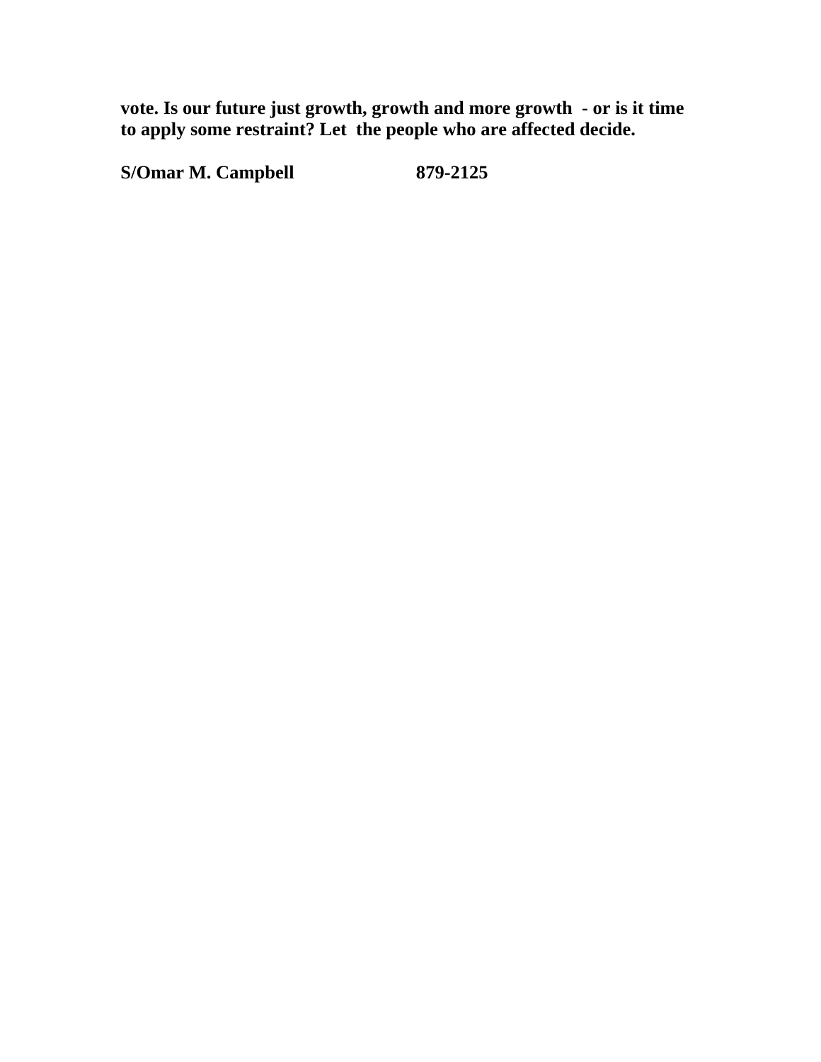**vote. Is our future just growth, growth and more growth - or is it time to apply some restraint? Let the people who are affected decide.**

**S/Omar M. Campbell 879-2125**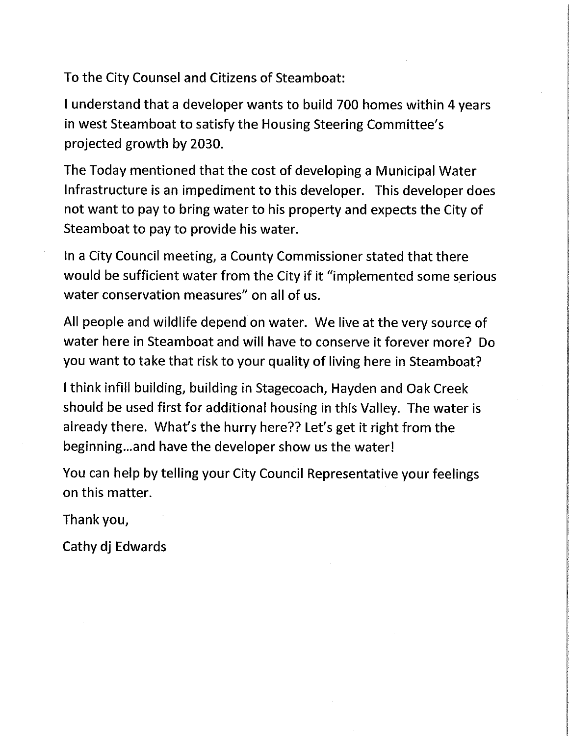To the City Counsel and Citizens of Steamboat:

I understand that a developer wants to build 700 homes within 4 years in west Steamboat to satisfy the Housing Steering Committee's projected growth by 2030.

The Today mentioned that the cost of developing a Municipal Water Infrastructure is an impediment to this developer. This developer does not want to pay to bring water to his property and expects the City of Steamboat to pay to provide his water.

In a City Council meeting, a County Commissioner stated that there would be sufficient water from the City if it "implemented some serious water conservation measures" on all of us.

All people and wildlife depend on water. We live at the very source of water here in Steamboat and will have to conserve it forever more? Do you want to take that risk to your quality of living here in Steamboat?

I think infill building, building in Stagecoach, Hayden and Oak Creek should be used first for additional housing in this Valley. The water is already there. What's the hurry here?? Let's get it right from the beginning...and have the developer show us the water!

You can help by telling your City Council Representative your feelings on this matter.

Thank you,

Cathy dj Edwards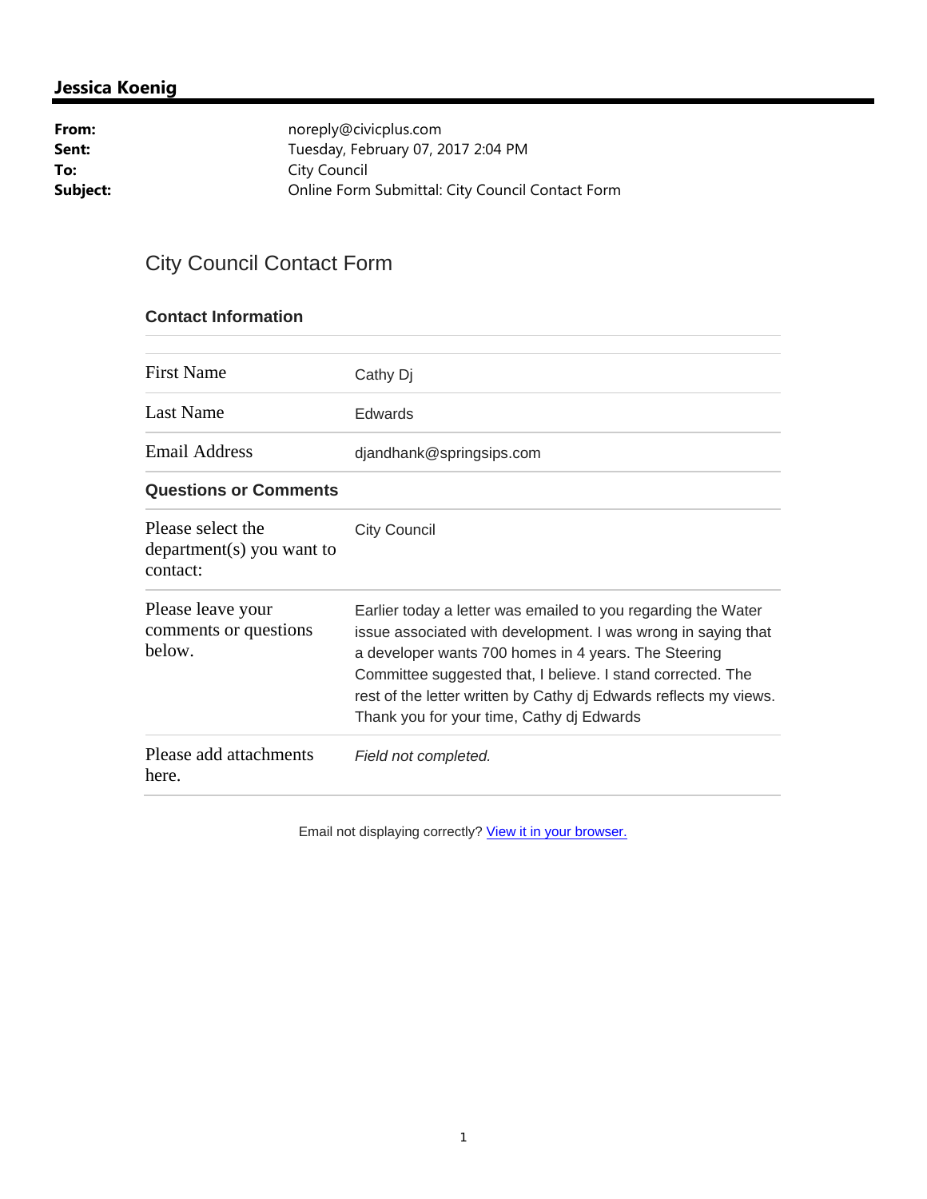## Jessica Koenig

| | |
|---|---|
| **From:** | noreply@civicplus.com |
| **Sent:** | Tuesday, February 07, 2017 2:04 PM |
| **To:** | City Council |
| **Subject:** | Online Form Submittal: City Council Contact Form |

# City Council Contact Form

### Contact Information

| | |
|---|---|
| First Name | Cathy Dj |
| Last Name | Edwards |
| Email Address | djandhank@springsips.com |

### Questions or Comments

| | |
|---|---|
| Please select the department(s) you want to contact: | City Council |
| Please leave your comments or questions below. | Earlier today a letter was emailed to you regarding the Water issue associated with development. I was wrong in saying that a developer wants 700 homes in 4 years. The Steering Committee suggested that, I believe. I stand corrected. The rest of the letter written by Cathy dj Edwards reflects my views. Thank you for your time, Cathy dj Edwards |
| Please add attachments here. | *Field not completed.* |

Email not displaying correctly? [View it in your browser.]